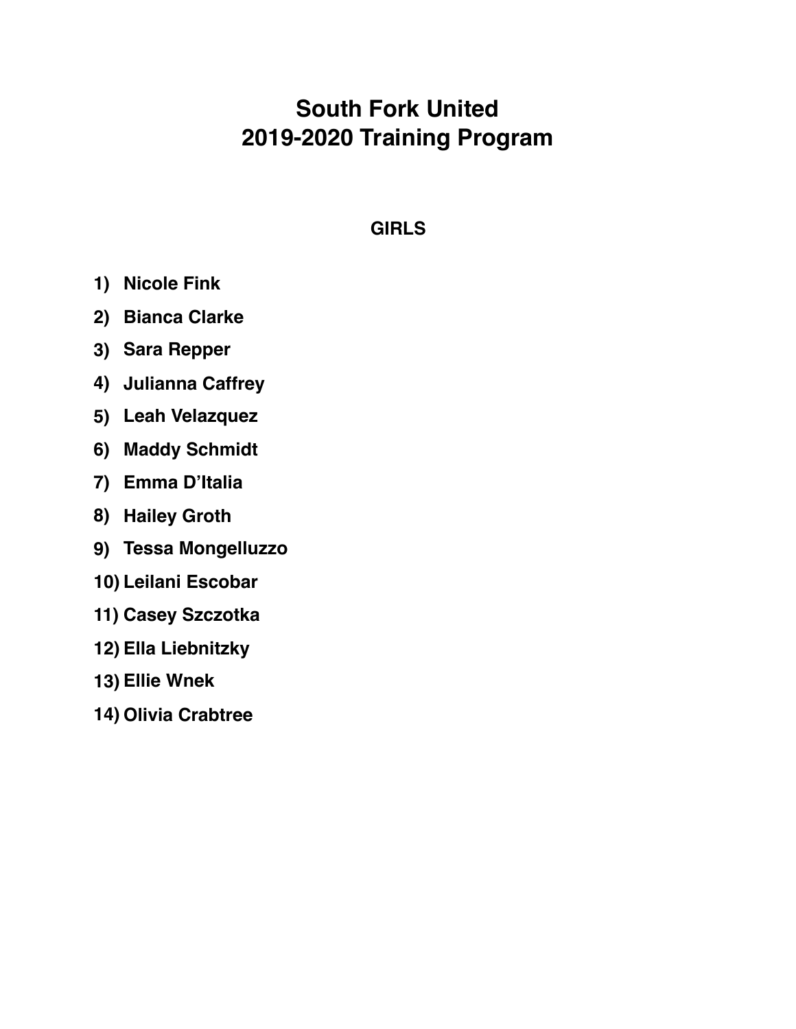# South Fork United
# 2019-2020 Training Program

## GIRLS

1) Nicole Fink
2) Bianca Clarke
3) Sara Repper
4) Julianna Caffrey
5) Leah Velazquez
6) Maddy Schmidt
7) Emma D'Italia
8) Hailey Groth
9) Tessa Mongelluzzo
10) Leilani Escobar
11) Casey Szczotka
12) Ella Liebnitzky
13) Ellie Wnek
14) Olivia Crabtree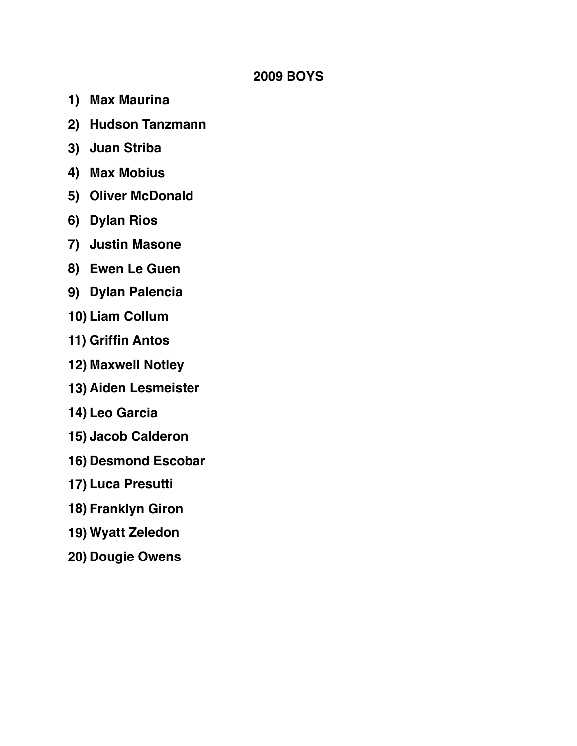## 2009 BOYS

1) **Max Maurina**
2) **Hudson Tanzmann**
3) **Juan Striba**
4) **Max Mobius**
5) **Oliver McDonald**
6) **Dylan Rios**
7) **Justin Masone**
8) **Ewen Le Guen**
9) **Dylan Palencia**
10) **Liam Collum**
11) **Griffin Antos**
12) **Maxwell Notley**
13) **Aiden Lesmeister**
14) **Leo Garcia**
15) **Jacob Calderon**
16) **Desmond Escobar**
17) **Luca Presutti**
18) **Franklyn Giron**
19) **Wyatt Zeledon**
20) **Dougie Owens**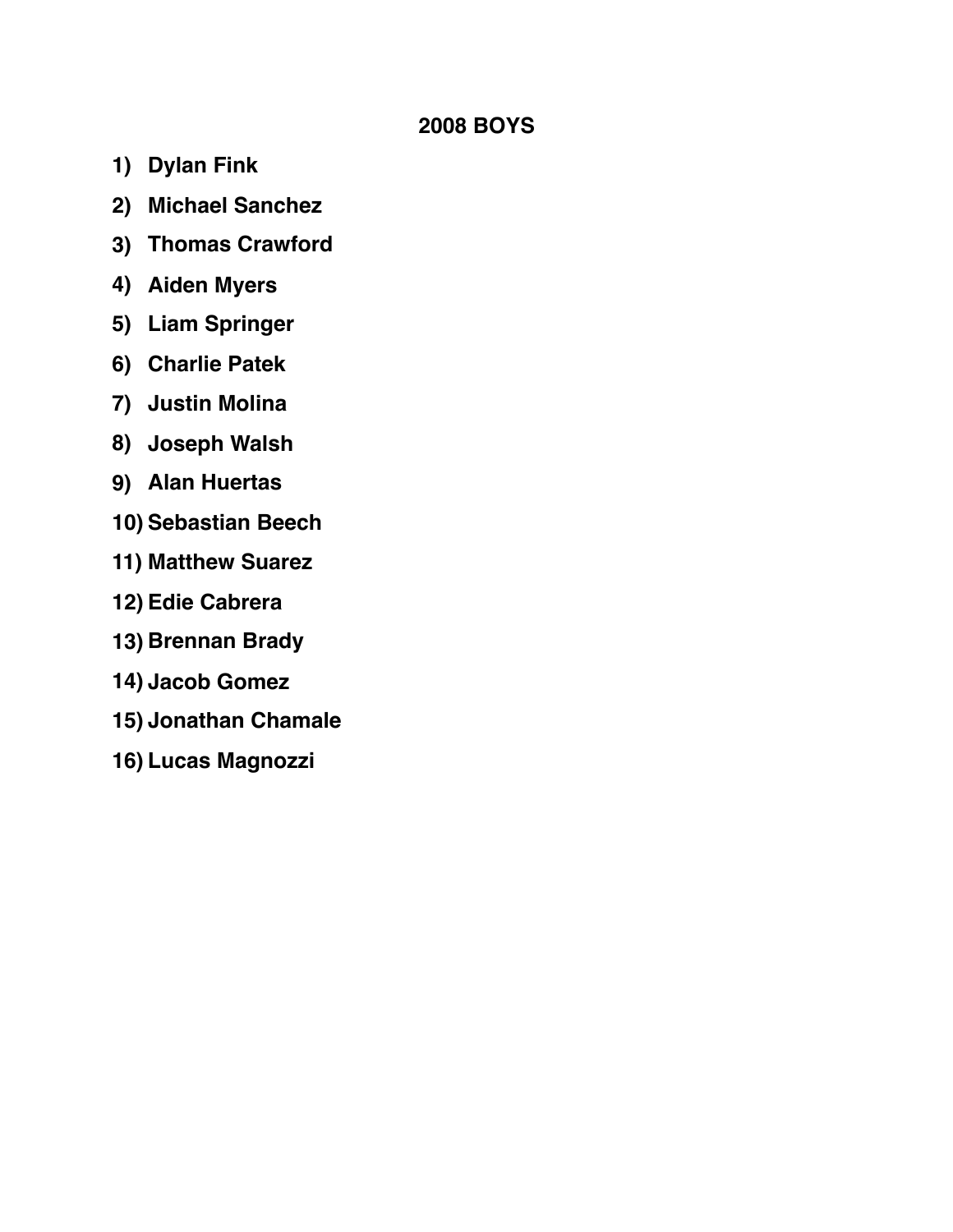**2008 BOYS**

1) **Dylan Fink**
2) **Michael Sanchez**
3) **Thomas Crawford**
4) **Aiden Myers**
5) **Liam Springer**
6) **Charlie Patek**
7) **Justin Molina**
8) **Joseph Walsh**
9) **Alan Huertas**
10) **Sebastian Beech**
11) **Matthew Suarez**
12) **Edie Cabrera**
13) **Brennan Brady**
14) **Jacob Gomez**
15) **Jonathan Chamale**
16) **Lucas Magnozzi**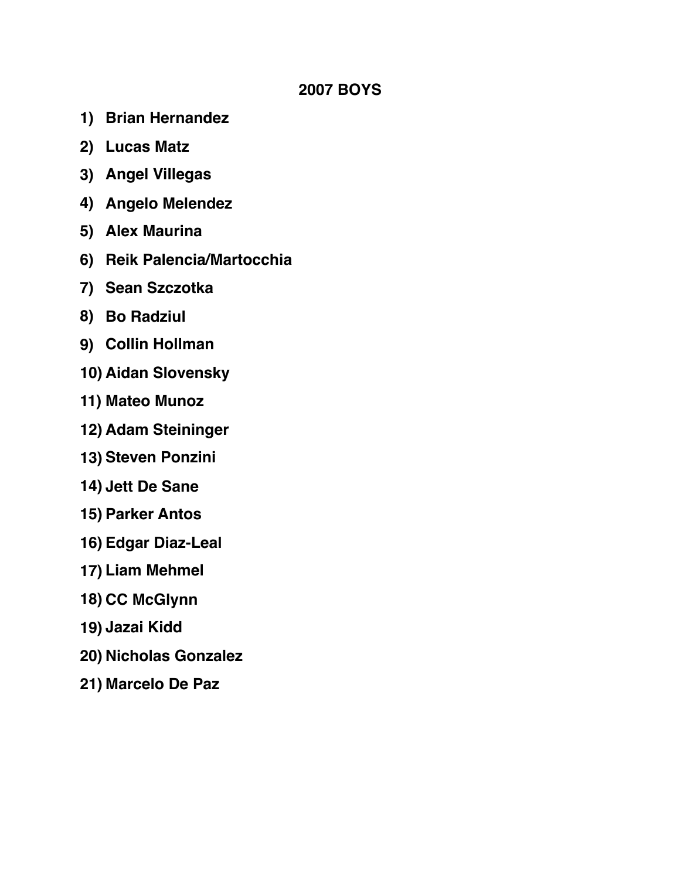**2007 BOYS**

1) **Brian Hernandez**
2) **Lucas Matz**
3) **Angel Villegas**
4) **Angelo Melendez**
5) **Alex Maurina**
6) **Reik Palencia/Martocchia**
7) **Sean Szczotka**
8) **Bo Radziul**
9) **Collin Hollman**
10) **Aidan Slovensky**
11) **Mateo Munoz**
12) **Adam Steininger**
13) **Steven Ponzini**
14) **Jett De Sane**
15) **Parker Antos**
16) **Edgar Diaz-Leal**
17) **Liam Mehmel**
18) **CC McGlynn**
19) **Jazai Kidd**
20) **Nicholas Gonzalez**
21) **Marcelo De Paz**